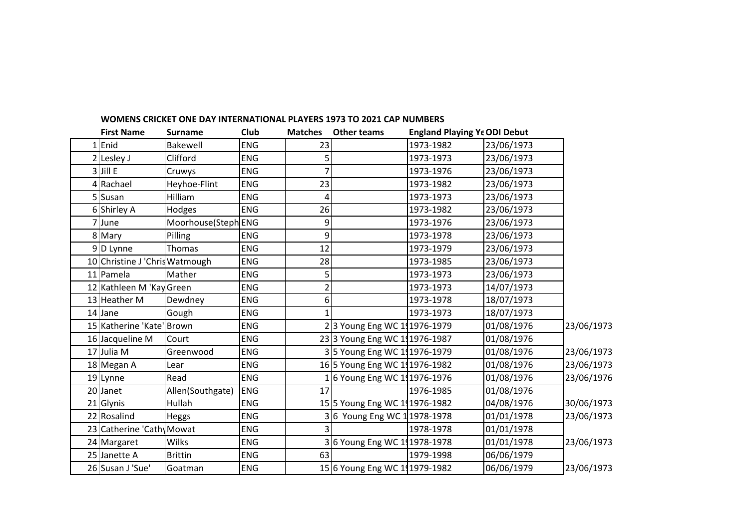**WOMENS CRICKET ONE DAY INTERNATIONAL PLAYERS 1973 TO 2021 CAP NUMBERS**

| | First Name | Surname | Club | Matches | Other teams | England Playing Ye | ODI Debut | |
|---|---|---|---|---|---|---|---|---|
| 1 | Enid | Bakewell | ENG | 23 | | 1973-1982 | 23/06/1973 | |
| 2 | Lesley J | Clifford | ENG | 5 | | 1973-1973 | 23/06/1973 | |
| 3 | Jill E | Cruwys | ENG | 7 | | 1973-1976 | 23/06/1973 | |
| 4 | Rachael | Heyhoe-Flint | ENG | 23 | | 1973-1982 | 23/06/1973 | |
| 5 | Susan | Hilliam | ENG | 4 | | 1973-1973 | 23/06/1973 | |
| 6 | Shirley A | Hodges | ENG | 26 | | 1973-1982 | 23/06/1973 | |
| 7 | June | Moorhouse(Steph | ENG | 9 | | 1973-1976 | 23/06/1973 | |
| 8 | Mary | Pilling | ENG | 9 | | 1973-1978 | 23/06/1973 | |
| 9 | D Lynne | Thomas | ENG | 12 | | 1973-1979 | 23/06/1973 | |
| 10 | Christine J 'Chris | Watmough | ENG | 28 | | 1973-1985 | 23/06/1973 | |
| 11 | Pamela | Mather | ENG | 5 | | 1973-1973 | 23/06/1973 | |
| 12 | Kathleen M 'Kay | Green | ENG | 2 | | 1973-1973 | 14/07/1973 | |
| 13 | Heather M | Dewdney | ENG | 6 | | 1973-1978 | 18/07/1973 | |
| 14 | Jane | Gough | ENG | 1 | | 1973-1973 | 18/07/1973 | |
| 15 | Katherine 'Kate' | Brown | ENG | 2 | 3 Young Eng WC 19 | 1976-1979 | 01/08/1976 | 23/06/1973 |
| 16 | Jacqueline M | Court | ENG | 23 | 3 Young Eng WC 19 | 1976-1987 | 01/08/1976 | |
| 17 | Julia M | Greenwood | ENG | 3 | 5 Young Eng WC 19 | 1976-1979 | 01/08/1976 | 23/06/1973 |
| 18 | Megan A | Lear | ENG | 16 | 5 Young Eng WC 19 | 1976-1982 | 01/08/1976 | 23/06/1973 |
| 19 | Lynne | Read | ENG | 1 | 6 Young Eng WC 19 | 1976-1976 | 01/08/1976 | 23/06/1976 |
| 20 | Janet | Allen(Southgate) | ENG | 17 | | 1976-1985 | 01/08/1976 | |
| 21 | Glynis | Hullah | ENG | 15 | 5 Young Eng WC 19 | 1976-1982 | 04/08/1976 | 30/06/1973 |
| 22 | Rosalind | Heggs | ENG | 3 | 6 Young Eng WC 1 | 1978-1978 | 01/01/1978 | 23/06/1973 |
| 23 | Catherine 'Cathy | Mowat | ENG | 3 | | 1978-1978 | 01/01/1978 | |
| 24 | Margaret | Wilks | ENG | 3 | 6 Young Eng WC 19 | 1978-1978 | 01/01/1978 | 23/06/1973 |
| 25 | Janette A | Brittin | ENG | 63 | | 1979-1998 | 06/06/1979 | |
| 26 | Susan J 'Sue' | Goatman | ENG | 15 | 6 Young Eng WC 19 | 1979-1982 | 06/06/1979 | 23/06/1973 |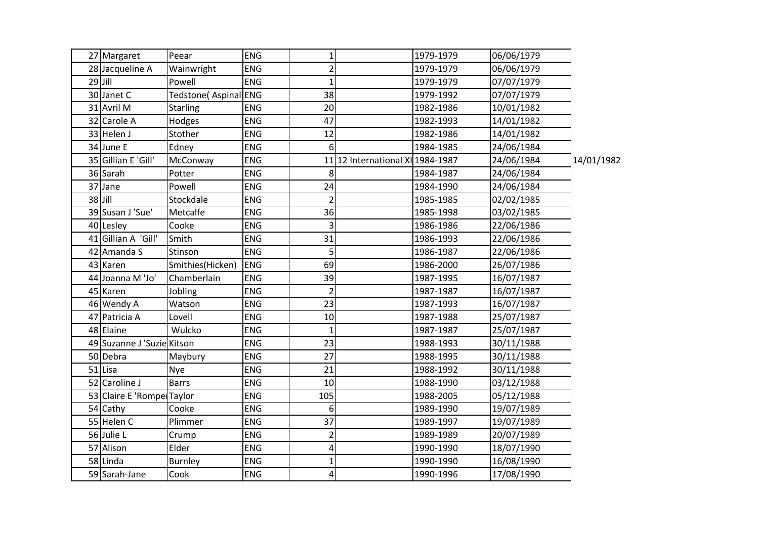| | | | | | | | | |
|---|---|---|---|---|---|---|---|---|
| 27 | Margaret | Peear | ENG | 1 | | 1979-1979 | 06/06/1979 | |
| 28 | Jacqueline A | Wainwright | ENG | 2 | | 1979-1979 | 06/06/1979 | |
| 29 | Jill | Powell | ENG | 1 | | 1979-1979 | 07/07/1979 | |
| 30 | Janet C | Tedstone( Aspinal | ENG | 38 | | 1979-1992 | 07/07/1979 | |
| 31 | Avril M | Starling | ENG | 20 | | 1982-1986 | 10/01/1982 | |
| 32 | Carole A | Hodges | ENG | 47 | | 1982-1993 | 14/01/1982 | |
| 33 | Helen J | Stother | ENG | 12 | | 1982-1986 | 14/01/1982 | |
| 34 | June E | Edney | ENG | 6 | | 1984-1985 | 24/06/1984 | |
| 35 | Gillian E 'Gill' | McConway | ENG | 11 | 12 International XI | 1984-1987 | 24/06/1984 | 14/01/1982 |
| 36 | Sarah | Potter | ENG | 8 | | 1984-1987 | 24/06/1984 | |
| 37 | Jane | Powell | ENG | 24 | | 1984-1990 | 24/06/1984 | |
| 38 | Jill | Stockdale | ENG | 2 | | 1985-1985 | 02/02/1985 | |
| 39 | Susan J 'Sue' | Metcalfe | ENG | 36 | | 1985-1998 | 03/02/1985 | |
| 40 | Lesley | Cooke | ENG | 3 | | 1986-1986 | 22/06/1986 | |
| 41 | Gillian A 'Gill' | Smith | ENG | 31 | | 1986-1993 | 22/06/1986 | |
| 42 | Amanda S | Stinson | ENG | 5 | | 1986-1987 | 22/06/1986 | |
| 43 | Karen | Smithies(Hicken) | ENG | 69 | | 1986-2000 | 26/07/1986 | |
| 44 | Joanna M 'Jo' | Chamberlain | ENG | 39 | | 1987-1995 | 16/07/1987 | |
| 45 | Karen | Jobling | ENG | 2 | | 1987-1987 | 16/07/1987 | |
| 46 | Wendy A | Watson | ENG | 23 | | 1987-1993 | 16/07/1987 | |
| 47 | Patricia A | Lovell | ENG | 10 | | 1987-1988 | 25/07/1987 | |
| 48 | Elaine | Wulcko | ENG | 1 | | 1987-1987 | 25/07/1987 | |
| 49 | Suzanne J 'Suzie | Kitson | ENG | 23 | | 1988-1993 | 30/11/1988 | |
| 50 | Debra | Maybury | ENG | 27 | | 1988-1995 | 30/11/1988 | |
| 51 | Lisa | Nye | ENG | 21 | | 1988-1992 | 30/11/1988 | |
| 52 | Caroline J | Barrs | ENG | 10 | | 1988-1990 | 03/12/1988 | |
| 53 | Claire E 'Romper | Taylor | ENG | 105 | | 1988-2005 | 05/12/1988 | |
| 54 | Cathy | Cooke | ENG | 6 | | 1989-1990 | 19/07/1989 | |
| 55 | Helen C | Plimmer | ENG | 37 | | 1989-1997 | 19/07/1989 | |
| 56 | Julie L | Crump | ENG | 2 | | 1989-1989 | 20/07/1989 | |
| 57 | Alison | Elder | ENG | 4 | | 1990-1990 | 18/07/1990 | |
| 58 | Linda | Burnley | ENG | 1 | | 1990-1990 | 16/08/1990 | |
| 59 | Sarah-Jane | Cook | ENG | 4 | | 1990-1996 | 17/08/1990 | |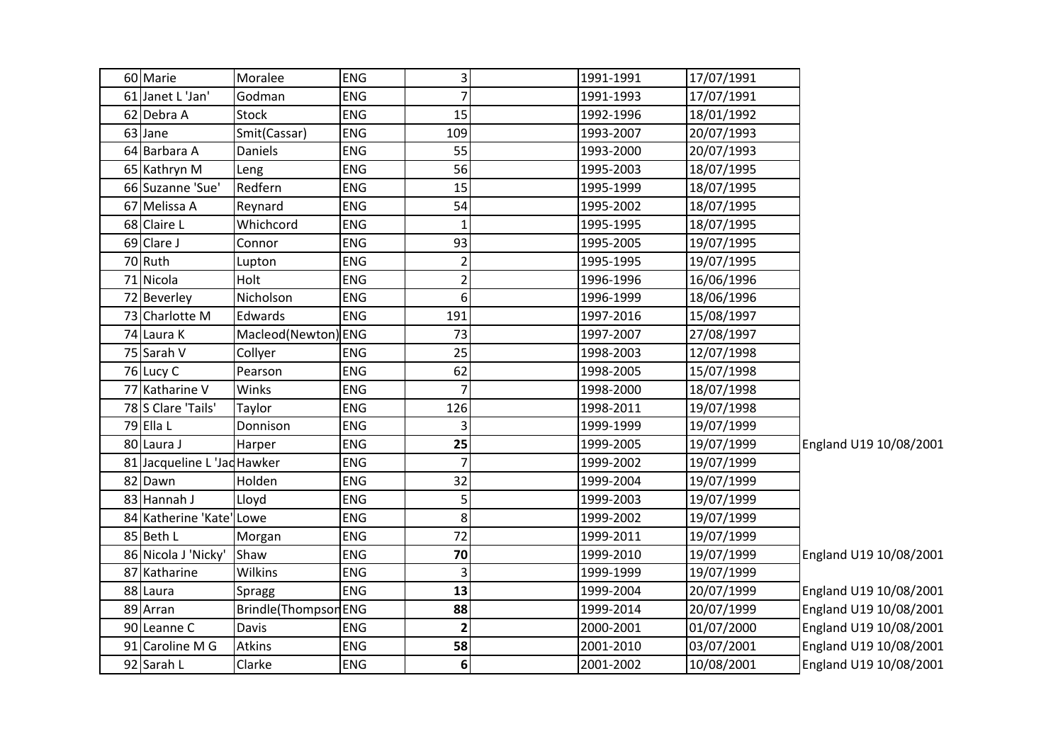| | | | | | | | | |
|---|---|---|---|---|---|---|---|---|
| 60 | Marie | Moralee | ENG | 3 | | 1991-1991 | 17/07/1991 | |
| 61 | Janet L 'Jan' | Godman | ENG | 7 | | 1991-1993 | 17/07/1991 | |
| 62 | Debra A | Stock | ENG | 15 | | 1992-1996 | 18/01/1992 | |
| 63 | Jane | Smit(Cassar) | ENG | 109 | | 1993-2007 | 20/07/1993 | |
| 64 | Barbara A | Daniels | ENG | 55 | | 1993-2000 | 20/07/1993 | |
| 65 | Kathryn M | Leng | ENG | 56 | | 1995-2003 | 18/07/1995 | |
| 66 | Suzanne 'Sue' | Redfern | ENG | 15 | | 1995-1999 | 18/07/1995 | |
| 67 | Melissa A | Reynard | ENG | 54 | | 1995-2002 | 18/07/1995 | |
| 68 | Claire L | Whichcord | ENG | 1 | | 1995-1995 | 18/07/1995 | |
| 69 | Clare J | Connor | ENG | 93 | | 1995-2005 | 19/07/1995 | |
| 70 | Ruth | Lupton | ENG | 2 | | 1995-1995 | 19/07/1995 | |
| 71 | Nicola | Holt | ENG | 2 | | 1996-1996 | 16/06/1996 | |
| 72 | Beverley | Nicholson | ENG | 6 | | 1996-1999 | 18/06/1996 | |
| 73 | Charlotte M | Edwards | ENG | 191 | | 1997-2016 | 15/08/1997 | |
| 74 | Laura K | Macleod(Newton) | ENG | 73 | | 1997-2007 | 27/08/1997 | |
| 75 | Sarah V | Collyer | ENG | 25 | | 1998-2003 | 12/07/1998 | |
| 76 | Lucy C | Pearson | ENG | 62 | | 1998-2005 | 15/07/1998 | |
| 77 | Katharine V | Winks | ENG | 7 | | 1998-2000 | 18/07/1998 | |
| 78 | S Clare 'Tails' | Taylor | ENG | 126 | | 1998-2011 | 19/07/1998 | |
| 79 | Ella L | Donnison | ENG | 3 | | 1999-1999 | 19/07/1999 | |
| 80 | Laura J | Harper | ENG | **25** | | 1999-2005 | 19/07/1999 | England U19 10/08/2001 |
| 81 | Jacqueline L 'Jac | Hawker | ENG | 7 | | 1999-2002 | 19/07/1999 | |
| 82 | Dawn | Holden | ENG | 32 | | 1999-2004 | 19/07/1999 | |
| 83 | Hannah J | Lloyd | ENG | 5 | | 1999-2003 | 19/07/1999 | |
| 84 | Katherine 'Kate' | Lowe | ENG | 8 | | 1999-2002 | 19/07/1999 | |
| 85 | Beth L | Morgan | ENG | 72 | | 1999-2011 | 19/07/1999 | |
| 86 | Nicola J 'Nicky' | Shaw | ENG | **70** | | 1999-2010 | 19/07/1999 | England U19 10/08/2001 |
| 87 | Katharine | Wilkins | ENG | 3 | | 1999-1999 | 19/07/1999 | |
| 88 | Laura | Spragg | ENG | **13** | | 1999-2004 | 20/07/1999 | England U19 10/08/2001 |
| 89 | Arran | Brindle(Thompson | ENG | **88** | | 1999-2014 | 20/07/1999 | England U19 10/08/2001 |
| 90 | Leanne C | Davis | ENG | **2** | | 2000-2001 | 01/07/2000 | England U19 10/08/2001 |
| 91 | Caroline M G | Atkins | ENG | **58** | | 2001-2010 | 03/07/2001 | England U19 10/08/2001 |
| 92 | Sarah L | Clarke | ENG | **6** | | 2001-2002 | 10/08/2001 | England U19 10/08/2001 |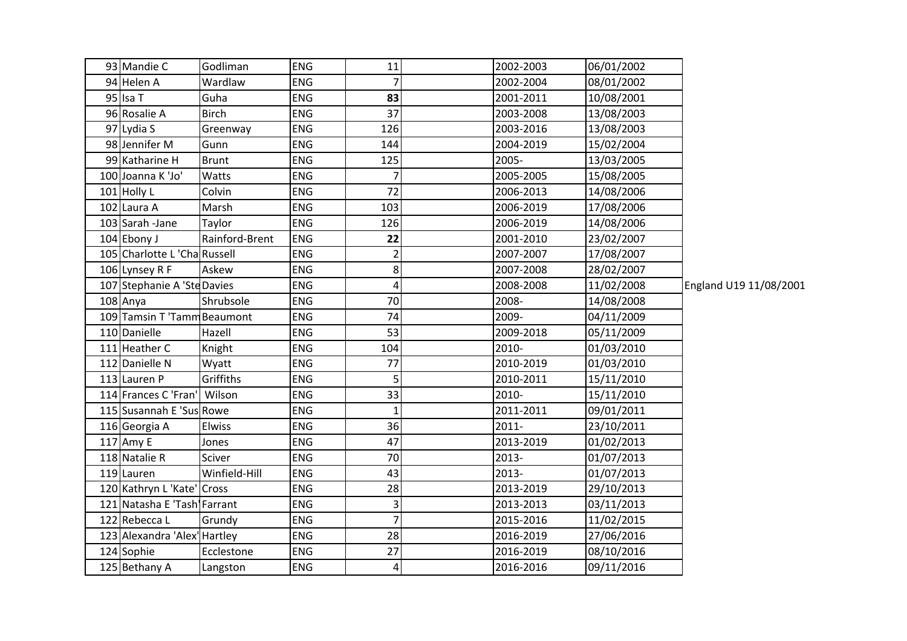| | | | | | | | | |
|---|---|---|---|---|---|---|---|---|
| 93 | Mandie C | Godliman | ENG | 11 | | 2002-2003 | 06/01/2002 | |
| 94 | Helen A | Wardlaw | ENG | 7 | | 2002-2004 | 08/01/2002 | |
| 95 | Isa T | Guha | ENG | **83** | | 2001-2011 | 10/08/2001 | |
| 96 | Rosalie A | Birch | ENG | 37 | | 2003-2008 | 13/08/2003 | |
| 97 | Lydia S | Greenway | ENG | 126 | | 2003-2016 | 13/08/2003 | |
| 98 | Jennifer M | Gunn | ENG | 144 | | 2004-2019 | 15/02/2004 | |
| 99 | Katharine H | Brunt | ENG | 125 | | 2005- | 13/03/2005 | |
| 100 | Joanna K 'Jo' | Watts | ENG | 7 | | 2005-2005 | 15/08/2005 | |
| 101 | Holly L | Colvin | ENG | 72 | | 2006-2013 | 14/08/2006 | |
| 102 | Laura A | Marsh | ENG | 103 | | 2006-2019 | 17/08/2006 | |
| 103 | Sarah -Jane | Taylor | ENG | 126 | | 2006-2019 | 14/08/2006 | |
| 104 | Ebony J | Rainford-Brent | ENG | **22** | | 2001-2010 | 23/02/2007 | |
| 105 | Charlotte L 'Cha | Russell | ENG | 2 | | 2007-2007 | 17/08/2007 | |
| 106 | Lynsey R F | Askew | ENG | 8 | | 2007-2008 | 28/02/2007 | |
| 107 | Stephanie A 'Ste | Davies | ENG | 4 | | 2008-2008 | 11/02/2008 | England U19 11/08/2001 |
| 108 | Anya | Shrubsole | ENG | 70 | | 2008- | 14/08/2008 | |
| 109 | Tamsin T 'Tamm | Beaumont | ENG | 74 | | 2009- | 04/11/2009 | |
| 110 | Danielle | Hazell | ENG | 53 | | 2009-2018 | 05/11/2009 | |
| 111 | Heather C | Knight | ENG | 104 | | 2010- | 01/03/2010 | |
| 112 | Danielle N | Wyatt | ENG | 77 | | 2010-2019 | 01/03/2010 | |
| 113 | Lauren P | Griffiths | ENG | 5 | | 2010-2011 | 15/11/2010 | |
| 114 | Frances C 'Fran' | Wilson | ENG | 33 | | 2010- | 15/11/2010 | |
| 115 | Susannah E 'Sus | Rowe | ENG | 1 | | 2011-2011 | 09/01/2011 | |
| 116 | Georgia A | Elwiss | ENG | 36 | | 2011- | 23/10/2011 | |
| 117 | Amy E | Jones | ENG | 47 | | 2013-2019 | 01/02/2013 | |
| 118 | Natalie R | Sciver | ENG | 70 | | 2013- | 01/07/2013 | |
| 119 | Lauren | Winfield-Hill | ENG | 43 | | 2013- | 01/07/2013 | |
| 120 | Kathryn L 'Kate' | Cross | ENG | 28 | | 2013-2019 | 29/10/2013 | |
| 121 | Natasha E 'Tash' | Farrant | ENG | 3 | | 2013-2013 | 03/11/2013 | |
| 122 | Rebecca L | Grundy | ENG | 7 | | 2015-2016 | 11/02/2015 | |
| 123 | Alexandra 'Alex' | Hartley | ENG | 28 | | 2016-2019 | 27/06/2016 | |
| 124 | Sophie | Ecclestone | ENG | 27 | | 2016-2019 | 08/10/2016 | |
| 125 | Bethany A | Langston | ENG | 4 | | 2016-2016 | 09/11/2016 | |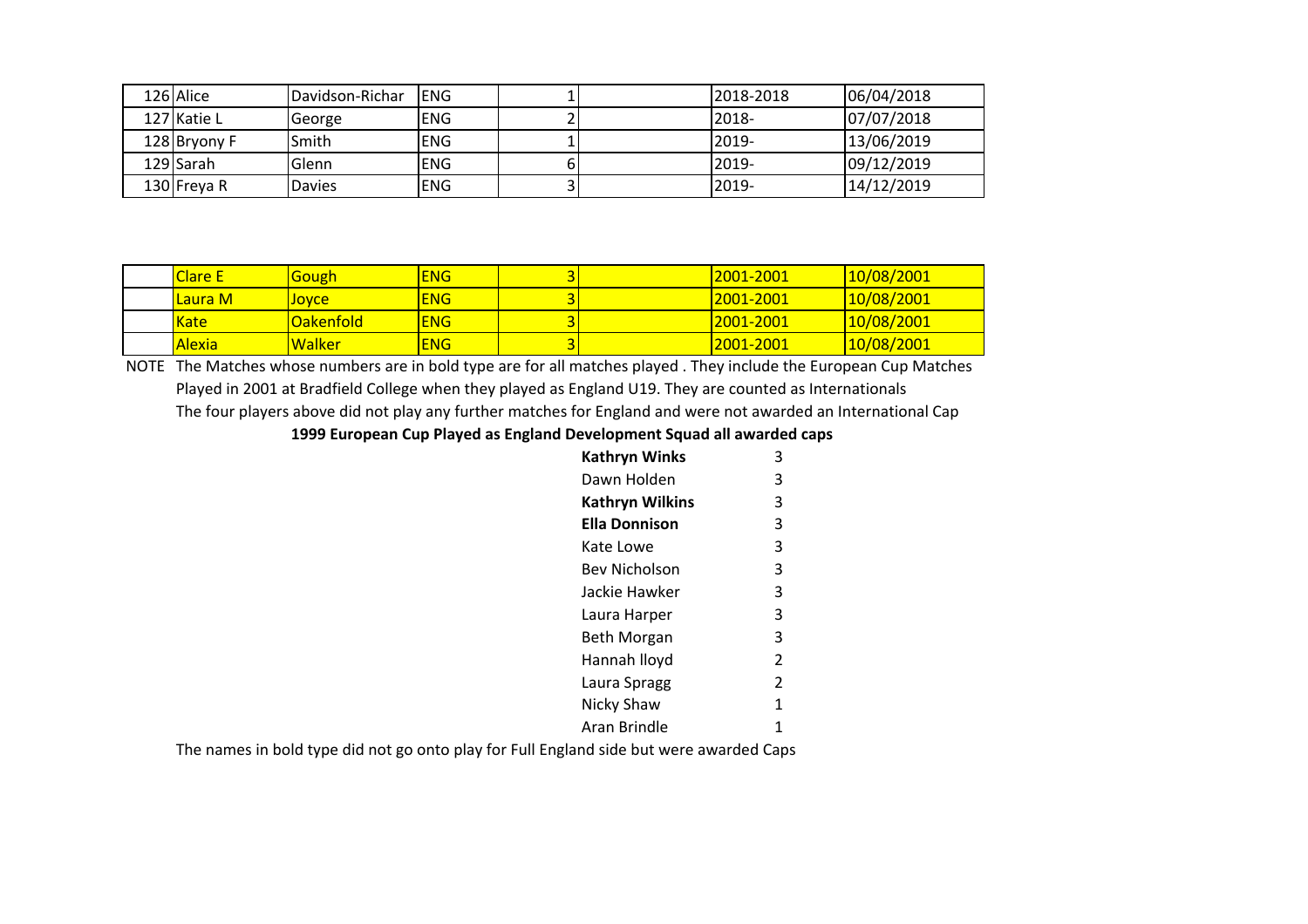| | | | | | | | |
|---|---|---|---|---|---|---|---|
| 126 | Alice | Davidson-Richar | ENG | 1 | | 2018-2018 | 06/04/2018 |
| 127 | Katie L | George | ENG | 2 | | 2018- | 07/07/2018 |
| 128 | Bryony F | Smith | ENG | 1 | | 2019- | 13/06/2019 |
| 129 | Sarah | Glenn | ENG | 6 | | 2019- | 09/12/2019 |
| 130 | Freya R | Davies | ENG | 3 | | 2019- | 14/12/2019 |

| | | | | | | | |
|---|---|---|---|---|---|---|---|
| | Clare E | Gough | ENG | 3 | | 2001-2001 | 10/08/2001 |
| | Laura M | Joyce | ENG | 3 | | 2001-2001 | 10/08/2001 |
| | Kate | Oakenfold | ENG | 3 | | 2001-2001 | 10/08/2001 |
| | Alexia | Walker | ENG | 3 | | 2001-2001 | 10/08/2001 |

NOTE The Matches whose numbers are in bold type are for all matches played . They include the European Cup Matches Played in 2001 at Bradfield College when they played as England U19. They are counted as Internationals

The four players above did not play any further matches for England and were not awarded an International Cap

**1999 European Cup Played as England Development Squad all awarded caps**

| | |
|---|---|
| **Kathryn Winks** | 3 |
| Dawn Holden | 3 |
| **Kathryn Wilkins** | 3 |
| **Ella Donnison** | 3 |
| Kate Lowe | 3 |
| Bev Nicholson | 3 |
| Jackie Hawker | 3 |
| Laura Harper | 3 |
| Beth Morgan | 3 |
| Hannah lloyd | 2 |
| Laura Spragg | 2 |
| Nicky Shaw | 1 |
| Aran Brindle | 1 |

The names in bold type did not go onto play for Full England side but were awarded Caps